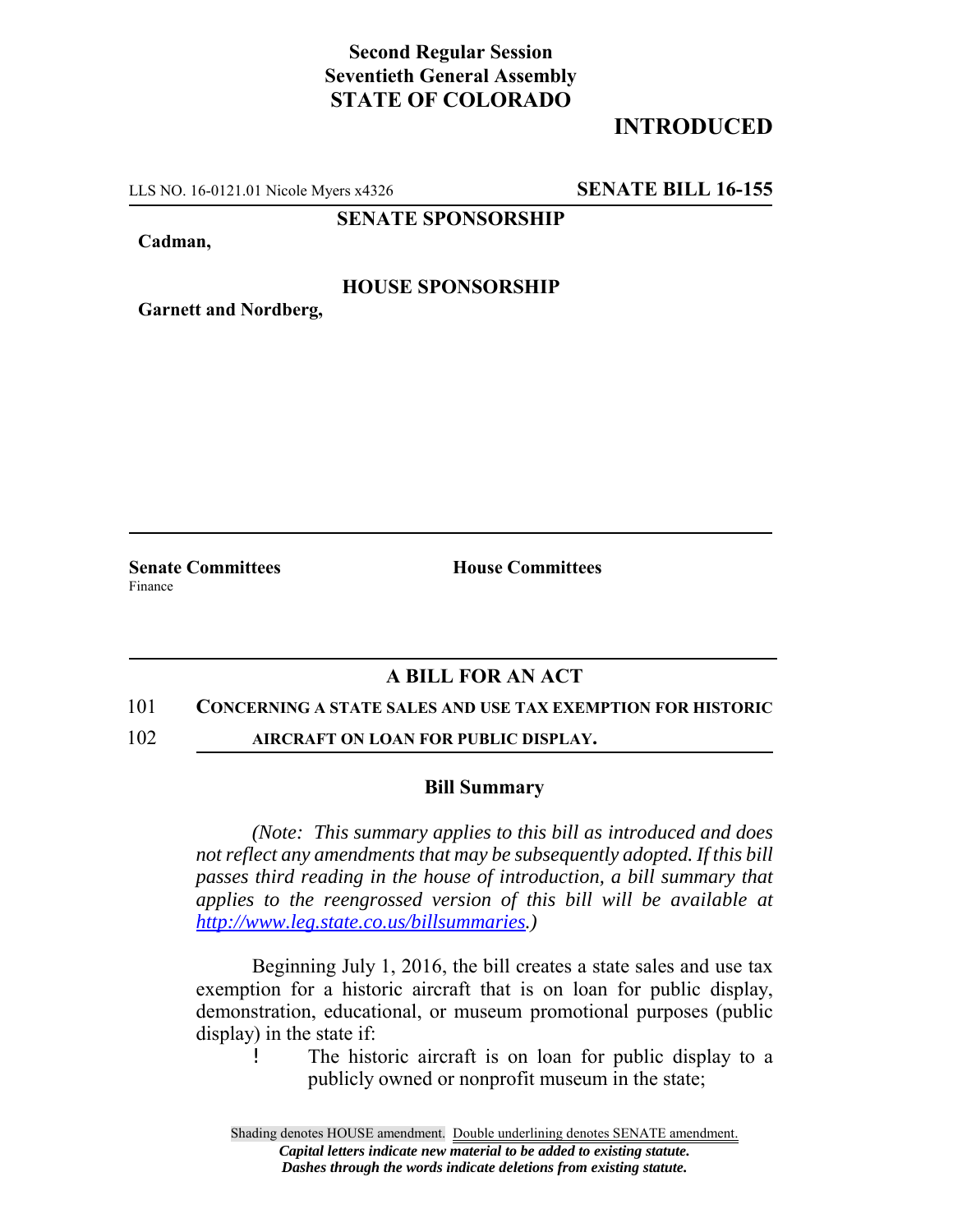**Second Regular Session**
**Seventieth General Assembly**
**STATE OF COLORADO**

## INTRODUCED

LLS NO. 16-0121.01 Nicole Myers x4326 **SENATE BILL 16-155**

**SENATE SPONSORSHIP**

**Cadman,**

**HOUSE SPONSORSHIP**

**Garnett and Nordberg,**

**Senate Committees**
Finance

**House Committees**

## A BILL FOR AN ACT

101 **CONCERNING A STATE SALES AND USE TAX EXEMPTION FOR HISTORIC**
102 **AIRCRAFT ON LOAN FOR PUBLIC DISPLAY.**

### Bill Summary

*(Note: This summary applies to this bill as introduced and does not reflect any amendments that may be subsequently adopted. If this bill passes third reading in the house of introduction, a bill summary that applies to the reengrossed version of this bill will be available at [http://www.leg.state.co.us/billsummaries](http://www.leg.state.co.us/billsummaries).)*

Beginning July 1, 2016, the bill creates a state sales and use tax exemption for a historic aircraft that is on loan for public display, demonstration, educational, or museum promotional purposes (public display) in the state if:

- The historic aircraft is on loan for public display to a publicly owned or nonprofit museum in the state;

Shading denotes HOUSE amendment. Double underlining denotes SENATE amendment.
*Capital letters indicate new material to be added to existing statute.*
*Dashes through the words indicate deletions from existing statute.*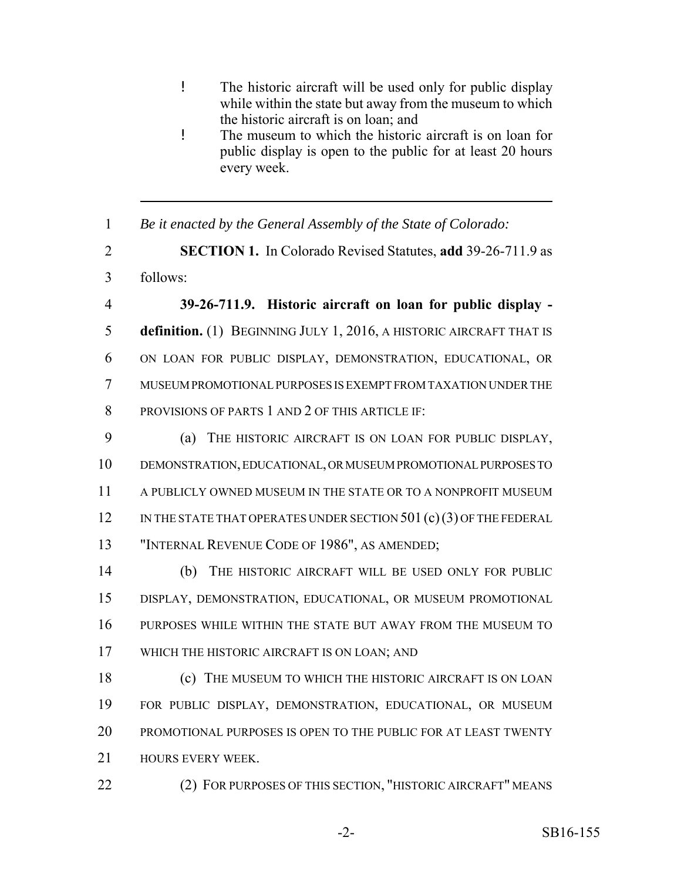- The historic aircraft will be used only for public display while within the state but away from the museum to which the historic aircraft is on loan; and
- The museum to which the historic aircraft is on loan for public display is open to the public for at least 20 hours every week.

---

1 *Be it enacted by the General Assembly of the State of Colorado:*

2 **SECTION 1.** In Colorado Revised Statutes, **add** 39-26-711.9 as
3 follows:

4 **39-26-711.9. Historic aircraft on loan for public display -**
5 **definition.** (1) BEGINNING JULY 1, 2016, A HISTORIC AIRCRAFT THAT IS
6 ON LOAN FOR PUBLIC DISPLAY, DEMONSTRATION, EDUCATIONAL, OR
7 MUSEUM PROMOTIONAL PURPOSES IS EXEMPT FROM TAXATION UNDER THE
8 PROVISIONS OF PARTS 1 AND 2 OF THIS ARTICLE IF:

9 (a) THE HISTORIC AIRCRAFT IS ON LOAN FOR PUBLIC DISPLAY,
10 DEMONSTRATION, EDUCATIONAL, OR MUSEUM PROMOTIONAL PURPOSES TO
11 A PUBLICLY OWNED MUSEUM IN THE STATE OR TO A NONPROFIT MUSEUM
12 IN THE STATE THAT OPERATES UNDER SECTION 501 (c) (3) OF THE FEDERAL
13 "INTERNAL REVENUE CODE OF 1986", AS AMENDED;

14 (b) THE HISTORIC AIRCRAFT WILL BE USED ONLY FOR PUBLIC
15 DISPLAY, DEMONSTRATION, EDUCATIONAL, OR MUSEUM PROMOTIONAL
16 PURPOSES WHILE WITHIN THE STATE BUT AWAY FROM THE MUSEUM TO
17 WHICH THE HISTORIC AIRCRAFT IS ON LOAN; AND

18 (c) THE MUSEUM TO WHICH THE HISTORIC AIRCRAFT IS ON LOAN
19 FOR PUBLIC DISPLAY, DEMONSTRATION, EDUCATIONAL, OR MUSEUM
20 PROMOTIONAL PURPOSES IS OPEN TO THE PUBLIC FOR AT LEAST TWENTY
21 HOURS EVERY WEEK.

22 (2) FOR PURPOSES OF THIS SECTION, "HISTORIC AIRCRAFT" MEANS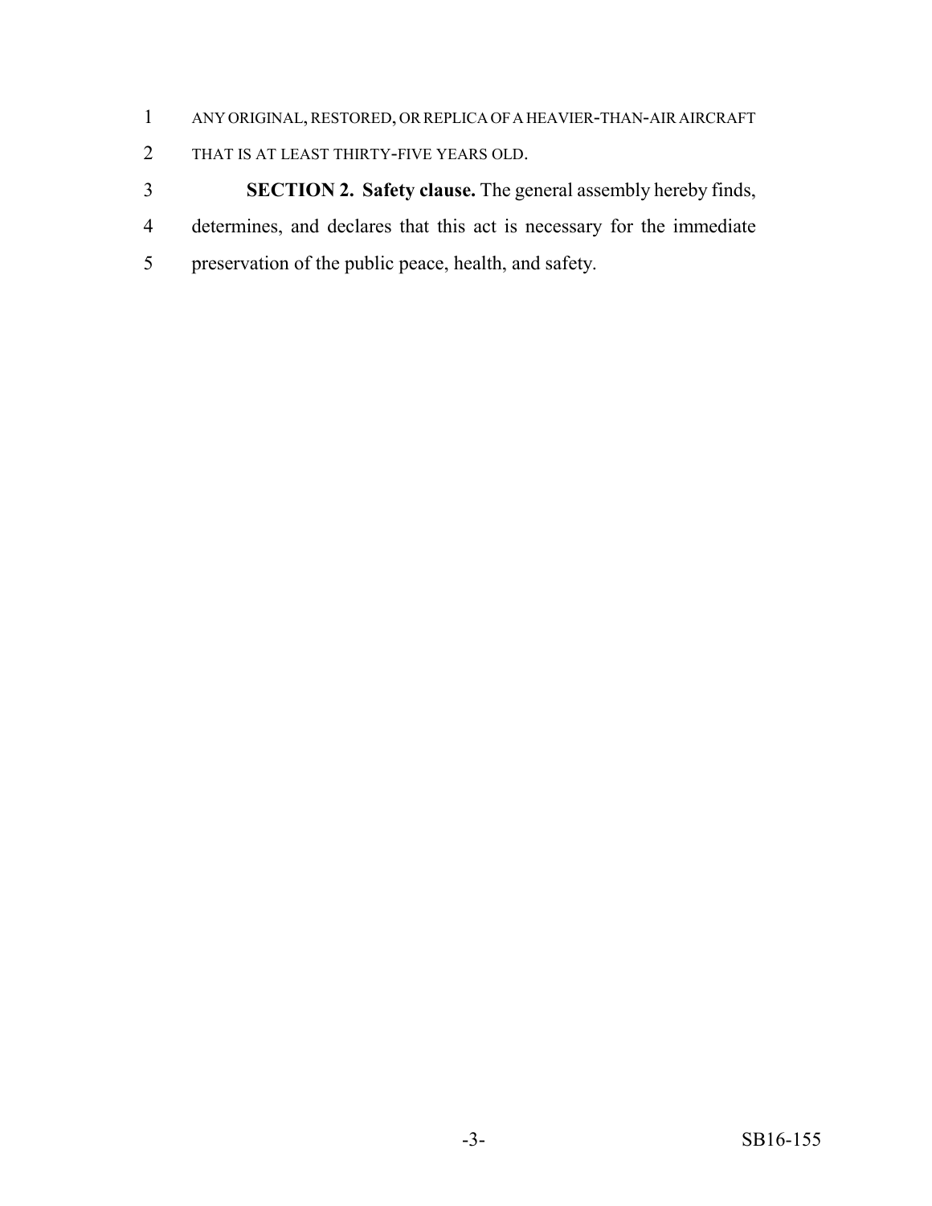ANY ORIGINAL, RESTORED, OR REPLICA OF A HEAVIER-THAN-AIR AIRCRAFT THAT IS AT LEAST THIRTY-FIVE YEARS OLD.

**SECTION 2. Safety clause.** The general assembly hereby finds, determines, and declares that this act is necessary for the immediate preservation of the public peace, health, and safety.